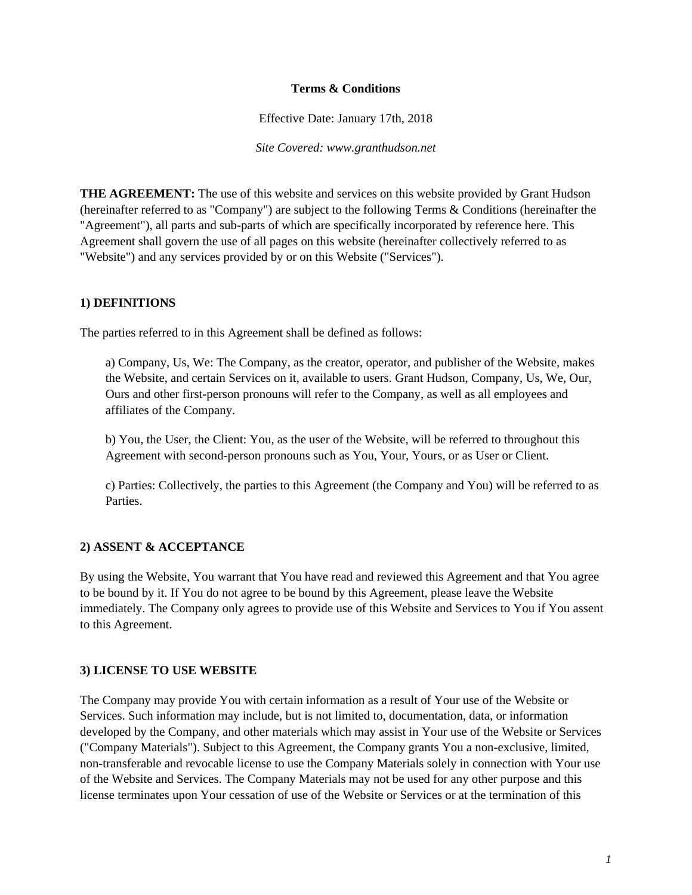# Terms & Conditions

Effective Date: January 17th, 2018

*Site Covered: www.granthudson.net*

**THE AGREEMENT:** The use of this website and services on this website provided by Grant Hudson (hereinafter referred to as "Company") are subject to the following Terms & Conditions (hereinafter the "Agreement"), all parts and sub-parts of which are specifically incorporated by reference here. This Agreement shall govern the use of all pages on this website (hereinafter collectively referred to as "Website") and any services provided by or on this Website ("Services").

## 1) DEFINITIONS

The parties referred to in this Agreement shall be defined as follows:

a) Company, Us, We: The Company, as the creator, operator, and publisher of the Website, makes the Website, and certain Services on it, available to users. Grant Hudson, Company, Us, We, Our, Ours and other first-person pronouns will refer to the Company, as well as all employees and affiliates of the Company.

b) You, the User, the Client: You, as the user of the Website, will be referred to throughout this Agreement with second-person pronouns such as You, Your, Yours, or as User or Client.

c) Parties: Collectively, the parties to this Agreement (the Company and You) will be referred to as Parties.

## 2) ASSENT & ACCEPTANCE

By using the Website, You warrant that You have read and reviewed this Agreement and that You agree to be bound by it. If You do not agree to be bound by this Agreement, please leave the Website immediately. The Company only agrees to provide use of this Website and Services to You if You assent to this Agreement.

## 3) LICENSE TO USE WEBSITE

The Company may provide You with certain information as a result of Your use of the Website or Services. Such information may include, but is not limited to, documentation, data, or information developed by the Company, and other materials which may assist in Your use of the Website or Services ("Company Materials"). Subject to this Agreement, the Company grants You a non-exclusive, limited, non-transferable and revocable license to use the Company Materials solely in connection with Your use of the Website and Services. The Company Materials may not be used for any other purpose and this license terminates upon Your cessation of use of the Website or Services or at the termination of this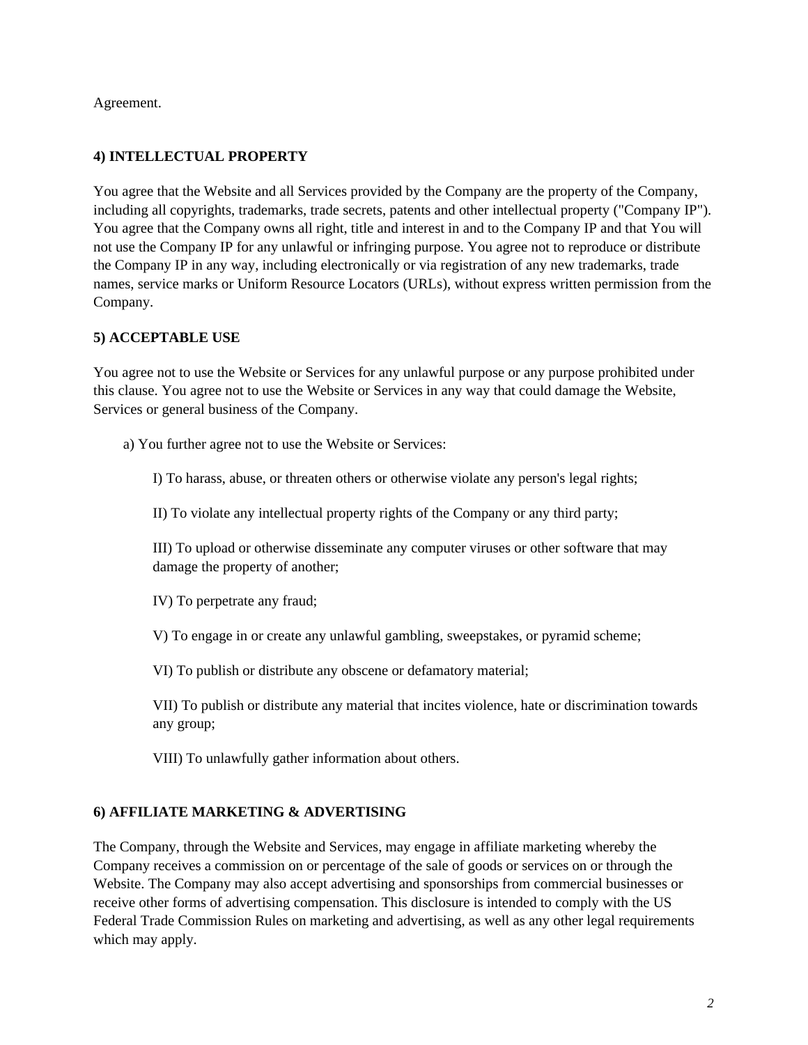Agreement.

**4) INTELLECTUAL PROPERTY**

You agree that the Website and all Services provided by the Company are the property of the Company, including all copyrights, trademarks, trade secrets, patents and other intellectual property ("Company IP"). You agree that the Company owns all right, title and interest in and to the Company IP and that You will not use the Company IP for any unlawful or infringing purpose. You agree not to reproduce or distribute the Company IP in any way, including electronically or via registration of any new trademarks, trade names, service marks or Uniform Resource Locators (URLs), without express written permission from the Company.

**5) ACCEPTABLE USE**

You agree not to use the Website or Services for any unlawful purpose or any purpose prohibited under this clause. You agree not to use the Website or Services in any way that could damage the Website, Services or general business of the Company.

a) You further agree not to use the Website or Services:

I) To harass, abuse, or threaten others or otherwise violate any person's legal rights;

II) To violate any intellectual property rights of the Company or any third party;

III) To upload or otherwise disseminate any computer viruses or other software that may damage the property of another;

IV) To perpetrate any fraud;

V) To engage in or create any unlawful gambling, sweepstakes, or pyramid scheme;

VI) To publish or distribute any obscene or defamatory material;

VII) To publish or distribute any material that incites violence, hate or discrimination towards any group;

VIII) To unlawfully gather information about others.

**6) AFFILIATE MARKETING & ADVERTISING**

The Company, through the Website and Services, may engage in affiliate marketing whereby the Company receives a commission on or percentage of the sale of goods or services on or through the Website. The Company may also accept advertising and sponsorships from commercial businesses or receive other forms of advertising compensation. This disclosure is intended to comply with the US Federal Trade Commission Rules on marketing and advertising, as well as any other legal requirements which may apply.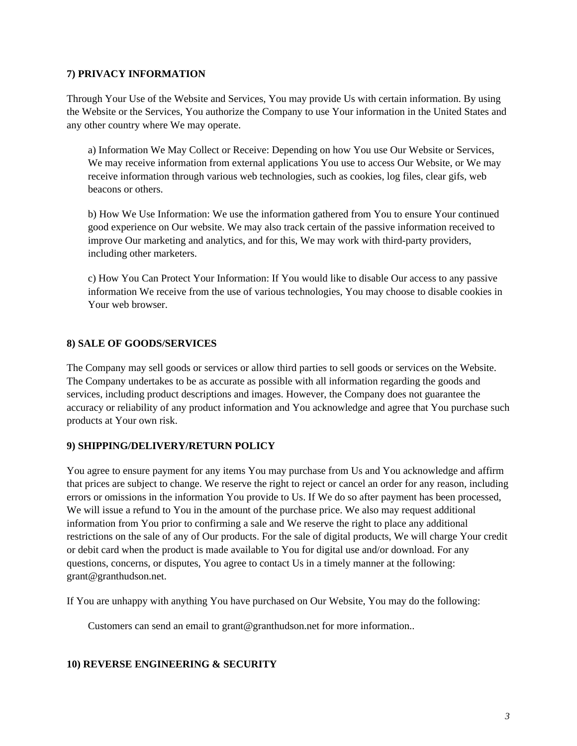**7) PRIVACY INFORMATION**

Through Your Use of the Website and Services, You may provide Us with certain information. By using the Website or the Services, You authorize the Company to use Your information in the United States and any other country where We may operate.

a) Information We May Collect or Receive: Depending on how You use Our Website or Services, We may receive information from external applications You use to access Our Website, or We may receive information through various web technologies, such as cookies, log files, clear gifs, web beacons or others.

b) How We Use Information: We use the information gathered from You to ensure Your continued good experience on Our website. We may also track certain of the passive information received to improve Our marketing and analytics, and for this, We may work with third-party providers, including other marketers.

c) How You Can Protect Your Information: If You would like to disable Our access to any passive information We receive from the use of various technologies, You may choose to disable cookies in Your web browser.

**8) SALE OF GOODS/SERVICES**

The Company may sell goods or services or allow third parties to sell goods or services on the Website. The Company undertakes to be as accurate as possible with all information regarding the goods and services, including product descriptions and images. However, the Company does not guarantee the accuracy or reliability of any product information and You acknowledge and agree that You purchase such products at Your own risk.

**9) SHIPPING/DELIVERY/RETURN POLICY**

You agree to ensure payment for any items You may purchase from Us and You acknowledge and affirm that prices are subject to change. We reserve the right to reject or cancel an order for any reason, including errors or omissions in the information You provide to Us. If We do so after payment has been processed, We will issue a refund to You in the amount of the purchase price. We also may request additional information from You prior to confirming a sale and We reserve the right to place any additional restrictions on the sale of any of Our products. For the sale of digital products, We will charge Your credit or debit card when the product is made available to You for digital use and/or download. For any questions, concerns, or disputes, You agree to contact Us in a timely manner at the following: grant@granthudson.net.

If You are unhappy with anything You have purchased on Our Website, You may do the following:

Customers can send an email to grant@granthudson.net for more information..

**10) REVERSE ENGINEERING & SECURITY**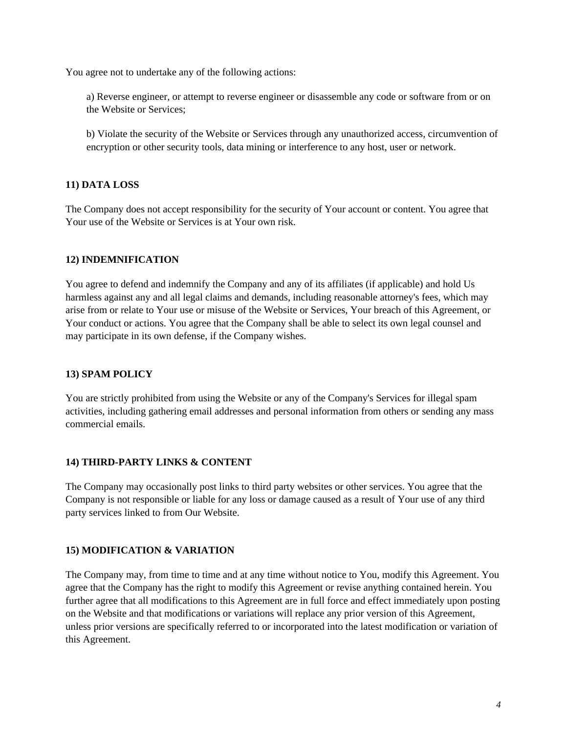You agree not to undertake any of the following actions:

a) Reverse engineer, or attempt to reverse engineer or disassemble any code or software from or on the Website or Services;

b) Violate the security of the Website or Services through any unauthorized access, circumvention of encryption or other security tools, data mining or interference to any host, user or network.

**11) DATA LOSS**

The Company does not accept responsibility for the security of Your account or content. You agree that Your use of the Website or Services is at Your own risk.

**12) INDEMNIFICATION**

You agree to defend and indemnify the Company and any of its affiliates (if applicable) and hold Us harmless against any and all legal claims and demands, including reasonable attorney's fees, which may arise from or relate to Your use or misuse of the Website or Services, Your breach of this Agreement, or Your conduct or actions. You agree that the Company shall be able to select its own legal counsel and may participate in its own defense, if the Company wishes.

**13) SPAM POLICY**

You are strictly prohibited from using the Website or any of the Company's Services for illegal spam activities, including gathering email addresses and personal information from others or sending any mass commercial emails.

**14) THIRD-PARTY LINKS & CONTENT**

The Company may occasionally post links to third party websites or other services. You agree that the Company is not responsible or liable for any loss or damage caused as a result of Your use of any third party services linked to from Our Website.

**15) MODIFICATION & VARIATION**

The Company may, from time to time and at any time without notice to You, modify this Agreement. You agree that the Company has the right to modify this Agreement or revise anything contained herein. You further agree that all modifications to this Agreement are in full force and effect immediately upon posting on the Website and that modifications or variations will replace any prior version of this Agreement, unless prior versions are specifically referred to or incorporated into the latest modification or variation of this Agreement.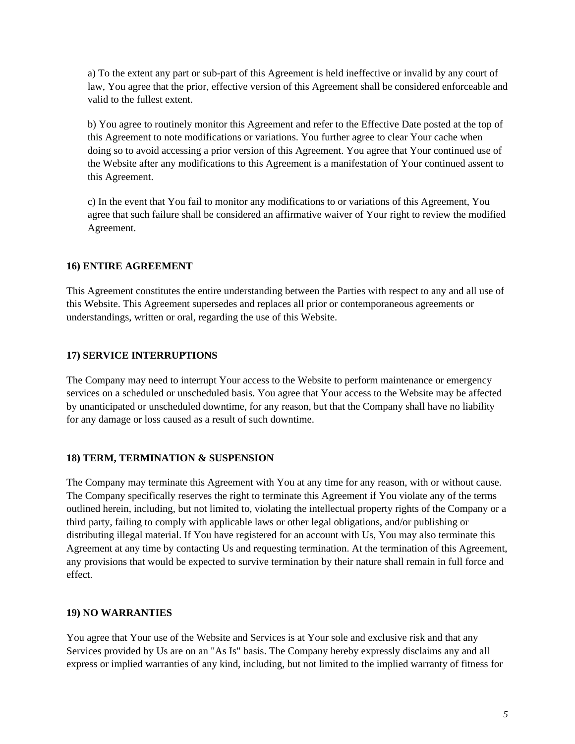a) To the extent any part or sub-part of this Agreement is held ineffective or invalid by any court of law, You agree that the prior, effective version of this Agreement shall be considered enforceable and valid to the fullest extent.

b) You agree to routinely monitor this Agreement and refer to the Effective Date posted at the top of this Agreement to note modifications or variations. You further agree to clear Your cache when doing so to avoid accessing a prior version of this Agreement. You agree that Your continued use of the Website after any modifications to this Agreement is a manifestation of Your continued assent to this Agreement.

c) In the event that You fail to monitor any modifications to or variations of this Agreement, You agree that such failure shall be considered an affirmative waiver of Your right to review the modified Agreement.

**16) ENTIRE AGREEMENT**

This Agreement constitutes the entire understanding between the Parties with respect to any and all use of this Website. This Agreement supersedes and replaces all prior or contemporaneous agreements or understandings, written or oral, regarding the use of this Website.

**17) SERVICE INTERRUPTIONS**

The Company may need to interrupt Your access to the Website to perform maintenance or emergency services on a scheduled or unscheduled basis. You agree that Your access to the Website may be affected by unanticipated or unscheduled downtime, for any reason, but that the Company shall have no liability for any damage or loss caused as a result of such downtime.

**18) TERM, TERMINATION & SUSPENSION**

The Company may terminate this Agreement with You at any time for any reason, with or without cause. The Company specifically reserves the right to terminate this Agreement if You violate any of the terms outlined herein, including, but not limited to, violating the intellectual property rights of the Company or a third party, failing to comply with applicable laws or other legal obligations, and/or publishing or distributing illegal material. If You have registered for an account with Us, You may also terminate this Agreement at any time by contacting Us and requesting termination. At the termination of this Agreement, any provisions that would be expected to survive termination by their nature shall remain in full force and effect.

**19) NO WARRANTIES**

You agree that Your use of the Website and Services is at Your sole and exclusive risk and that any Services provided by Us are on an "As Is" basis. The Company hereby expressly disclaims any and all express or implied warranties of any kind, including, but not limited to the implied warranty of fitness for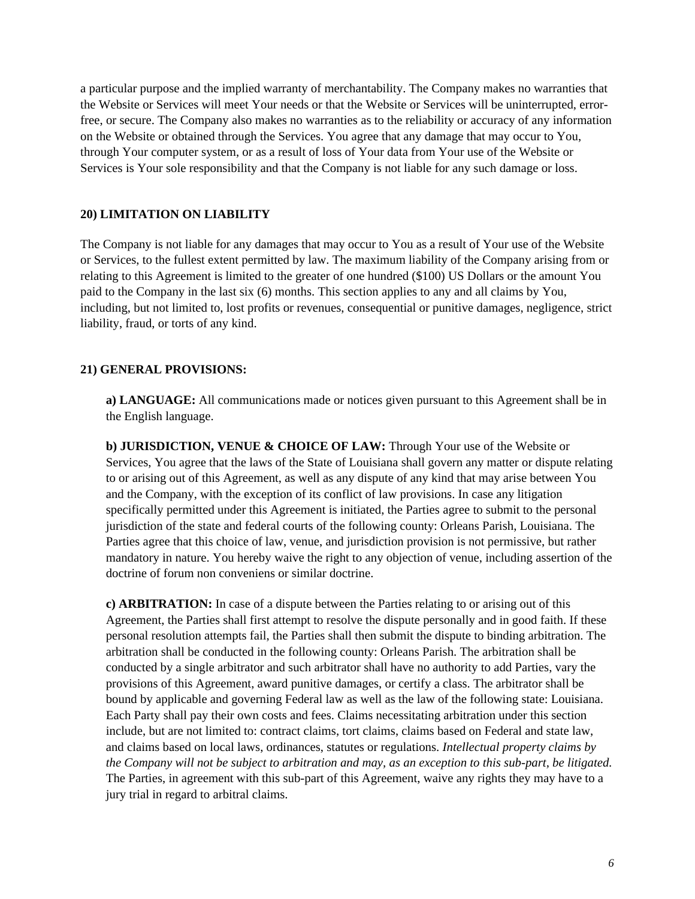a particular purpose and the implied warranty of merchantability. The Company makes no warranties that the Website or Services will meet Your needs or that the Website or Services will be uninterrupted, error-free, or secure. The Company also makes no warranties as to the reliability or accuracy of any information on the Website or obtained through the Services. You agree that any damage that may occur to You, through Your computer system, or as a result of loss of Your data from Your use of the Website or Services is Your sole responsibility and that the Company is not liable for any such damage or loss.

**20) LIMITATION ON LIABILITY**

The Company is not liable for any damages that may occur to You as a result of Your use of the Website or Services, to the fullest extent permitted by law. The maximum liability of the Company arising from or relating to this Agreement is limited to the greater of one hundred ($100) US Dollars or the amount You paid to the Company in the last six (6) months. This section applies to any and all claims by You, including, but not limited to, lost profits or revenues, consequential or punitive damages, negligence, strict liability, fraud, or torts of any kind.

**21) GENERAL PROVISIONS:**

**a) LANGUAGE:** All communications made or notices given pursuant to this Agreement shall be in the English language.

**b) JURISDICTION, VENUE & CHOICE OF LAW:** Through Your use of the Website or Services, You agree that the laws of the State of Louisiana shall govern any matter or dispute relating to or arising out of this Agreement, as well as any dispute of any kind that may arise between You and the Company, with the exception of its conflict of law provisions. In case any litigation specifically permitted under this Agreement is initiated, the Parties agree to submit to the personal jurisdiction of the state and federal courts of the following county: Orleans Parish, Louisiana. The Parties agree that this choice of law, venue, and jurisdiction provision is not permissive, but rather mandatory in nature. You hereby waive the right to any objection of venue, including assertion of the doctrine of forum non conveniens or similar doctrine.

**c) ARBITRATION:** In case of a dispute between the Parties relating to or arising out of this Agreement, the Parties shall first attempt to resolve the dispute personally and in good faith. If these personal resolution attempts fail, the Parties shall then submit the dispute to binding arbitration. The arbitration shall be conducted in the following county: Orleans Parish. The arbitration shall be conducted by a single arbitrator and such arbitrator shall have no authority to add Parties, vary the provisions of this Agreement, award punitive damages, or certify a class. The arbitrator shall be bound by applicable and governing Federal law as well as the law of the following state: Louisiana. Each Party shall pay their own costs and fees. Claims necessitating arbitration under this section include, but are not limited to: contract claims, tort claims, claims based on Federal and state law, and claims based on local laws, ordinances, statutes or regulations. *Intellectual property claims by the Company will not be subject to arbitration and may, as an exception to this sub-part, be litigated.* The Parties, in agreement with this sub-part of this Agreement, waive any rights they may have to a jury trial in regard to arbitral claims.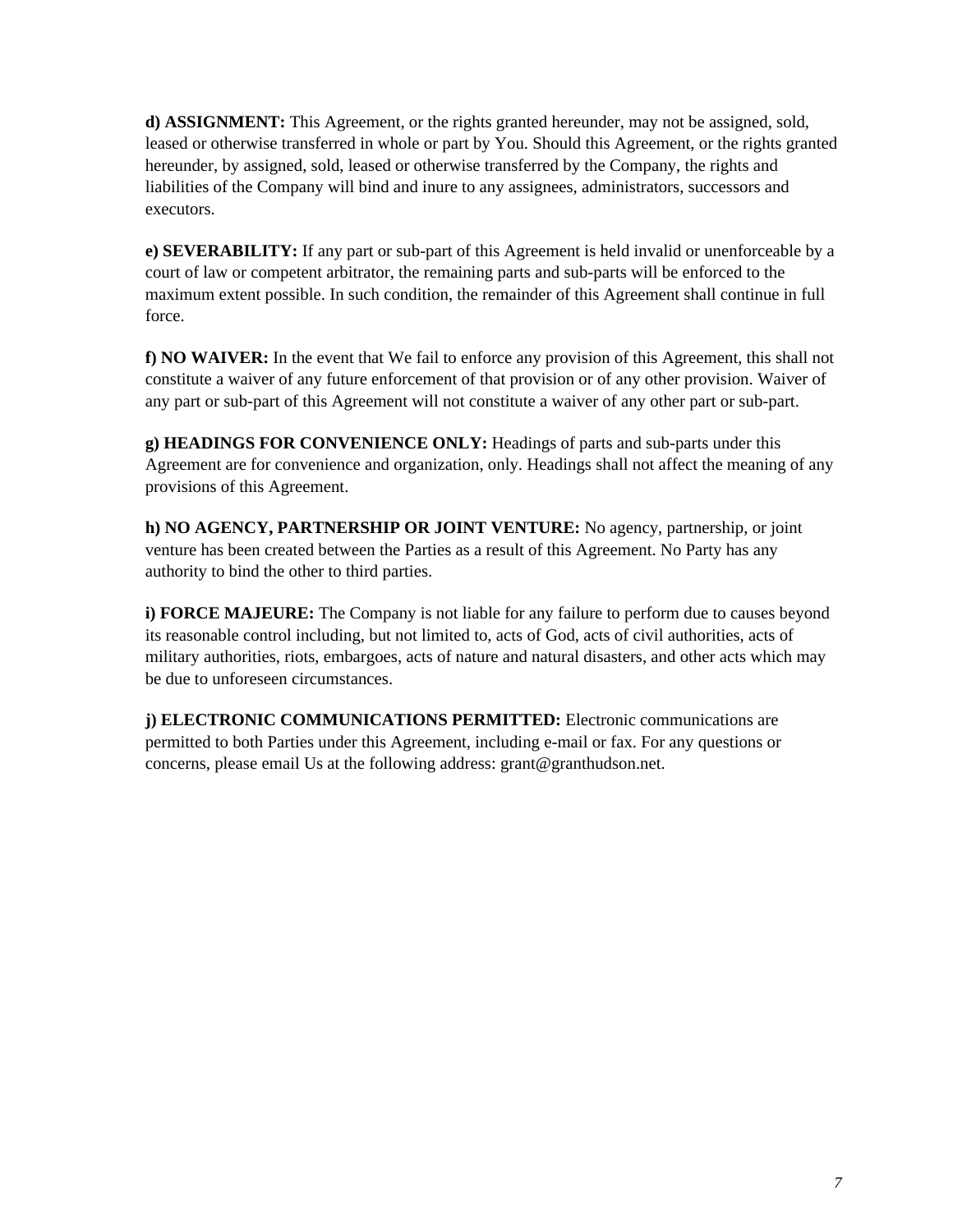**d) ASSIGNMENT:** This Agreement, or the rights granted hereunder, may not be assigned, sold, leased or otherwise transferred in whole or part by You. Should this Agreement, or the rights granted hereunder, by assigned, sold, leased or otherwise transferred by the Company, the rights and liabilities of the Company will bind and inure to any assignees, administrators, successors and executors.

**e) SEVERABILITY:** If any part or sub-part of this Agreement is held invalid or unenforceable by a court of law or competent arbitrator, the remaining parts and sub-parts will be enforced to the maximum extent possible. In such condition, the remainder of this Agreement shall continue in full force.

**f) NO WAIVER:** In the event that We fail to enforce any provision of this Agreement, this shall not constitute a waiver of any future enforcement of that provision or of any other provision. Waiver of any part or sub-part of this Agreement will not constitute a waiver of any other part or sub-part.

**g) HEADINGS FOR CONVENIENCE ONLY:** Headings of parts and sub-parts under this Agreement are for convenience and organization, only. Headings shall not affect the meaning of any provisions of this Agreement.

**h) NO AGENCY, PARTNERSHIP OR JOINT VENTURE:** No agency, partnership, or joint venture has been created between the Parties as a result of this Agreement. No Party has any authority to bind the other to third parties.

**i) FORCE MAJEURE:** The Company is not liable for any failure to perform due to causes beyond its reasonable control including, but not limited to, acts of God, acts of civil authorities, acts of military authorities, riots, embargoes, acts of nature and natural disasters, and other acts which may be due to unforeseen circumstances.

**j) ELECTRONIC COMMUNICATIONS PERMITTED:** Electronic communications are permitted to both Parties under this Agreement, including e-mail or fax. For any questions or concerns, please email Us at the following address: grant@granthudson.net.